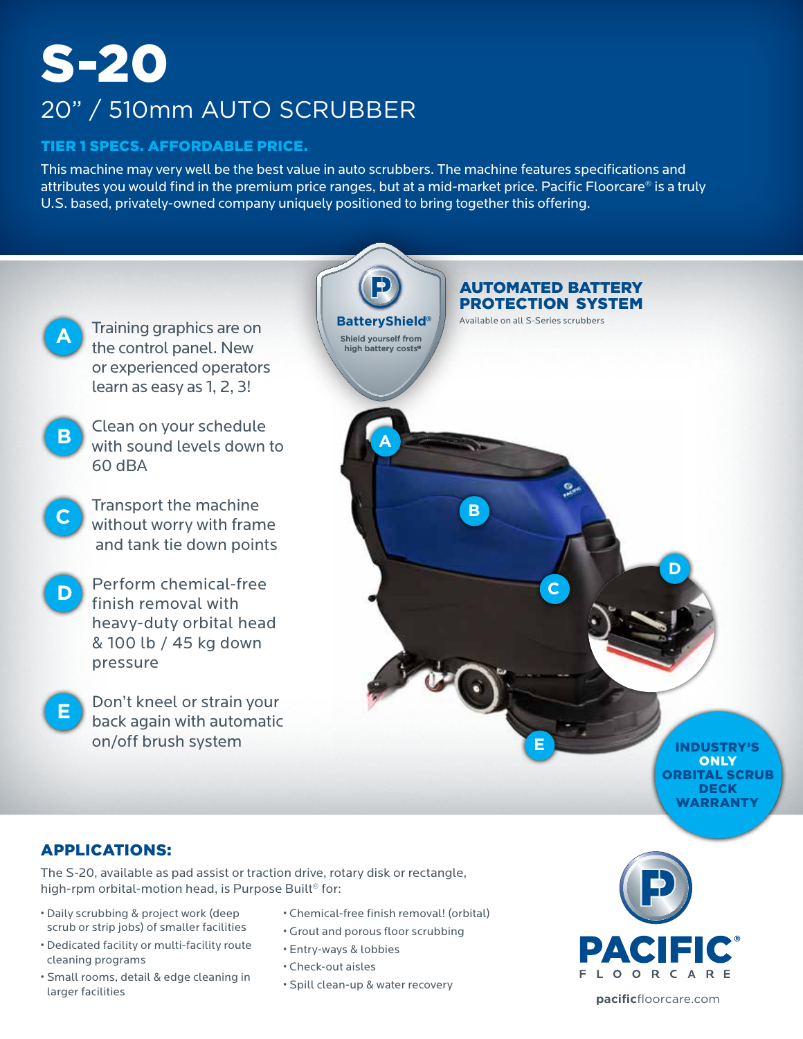# S-20

## 20" / 510mm AUTO SCRUBBER

**TIER 1 SPECS. AFFORDABLE PRICE.**

This machine may very well be the best value in auto scrubbers. The machine features specifications and attributes you would find in the premium price ranges, but at a mid-market price. Pacific Floorcare® is a truly U.S. based, privately-owned company uniquely positioned to bring together this offering.

BatteryShield®
Shield yourself from high battery costs®

**AUTOMATED BATTERY PROTECTION SYSTEM**
Available on all S-Series scrubbers

- **A** Training graphics are on the control panel. New or experienced operators learn as easy as 1, 2, 3!
- **B** Clean on your schedule with sound levels down to 60 dBA
- **C** Transport the machine without worry with frame and tank tie down points
- **D** Perform chemical-free finish removal with heavy-duty orbital head & 100 lb / 45 kg down pressure
- **E** Don't kneel or strain your back again with automatic on/off brush system

**INDUSTRY'S ONLY ORBITAL SCRUB DECK WARRANTY**

## APPLICATIONS:

The S-20, available as pad assist or traction drive, rotary disk or rectangle, high-rpm orbital-motion head, is Purpose Built® for:

- Daily scrubbing & project work (deep scrub or strip jobs) of smaller facilities
- Dedicated facility or multi-facility route cleaning programs
- Small rooms, detail & edge cleaning in larger facilities
- Chemical-free finish removal! (orbital)
- Grout and porous floor scrubbing
- Entry-ways & lobbies
- Check-out aisles
- Spill clean-up & water recovery

PACIFIC® FLOORCARE

pacificfloorcare.com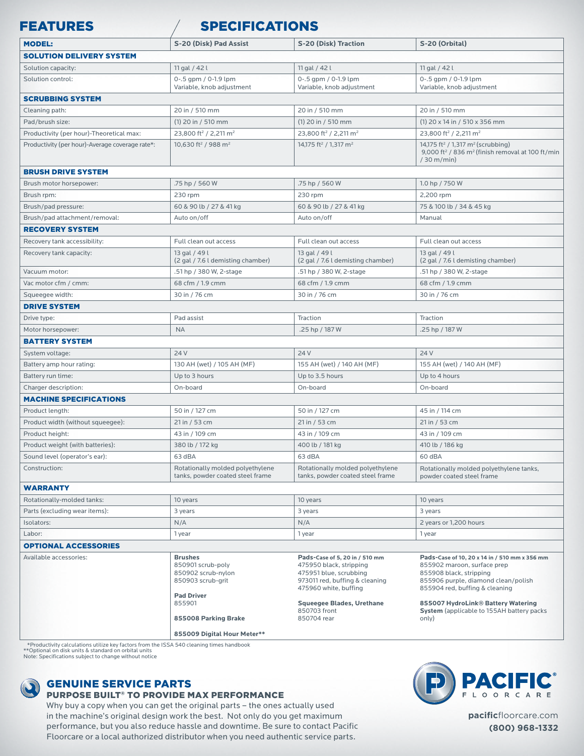# FEATURES / SPECIFICATIONS

| MODEL: | S-20 (Disk) Pad Assist | S-20 (Disk) Traction | S-20 (Orbital) |
|---|---|---|---|
| **SOLUTION DELIVERY SYSTEM** | | | |
| Solution capacity: | 11 gal / 42 l | 11 gal / 42 l | 11 gal / 42 l |
| Solution control: | 0-.5 gpm / 0-1.9 lpm Variable, knob adjustment | 0-.5 gpm / 0-1.9 lpm Variable, knob adjustment | 0-.5 gpm / 0-1.9 lpm Variable, knob adjustment |
| **SCRUBBING SYSTEM** | | | |
| Cleaning path: | 20 in / 510 mm | 20 in / 510 mm | 20 in / 510 mm |
| Pad/brush size: | (1) 20 in / 510 mm | (1) 20 in / 510 mm | (1) 20 x 14 in / 510 x 356 mm |
| Productivity (per hour)-Theoretical max: | 23,800 ft² / 2,211 m² | 23,800 ft² / 2,211 m² | 23,800 ft² / 2,211 m² |
| Productivity (per hour)-Average coverage rate*: | 10,630 ft² / 988 m² | 14,175 ft² / 1,317 m² | 14,175 ft² / 1,317 m² (scrubbing) 9,000 ft² / 836 m² (finish removal at 100 ft/min / 30 m/min) |
| **BRUSH DRIVE SYSTEM** | | | |
| Brush motor horsepower: | .75 hp / 560 W | .75 hp / 560 W | 1.0 hp / 750 W |
| Brush rpm: | 230 rpm | 230 rpm | 2,200 rpm |
| Brush/pad pressure: | 60 & 90 lb / 27 & 41 kg | 60 & 90 lb / 27 & 41 kg | 75 & 100 lb / 34 & 45 kg |
| Brush/pad attachment/removal: | Auto on/off | Auto on/off | Manual |
| **RECOVERY SYSTEM** | | | |
| Recovery tank accessibility: | Full clean out access | Full clean out access | Full clean out access |
| Recovery tank capacity: | 13 gal / 49 l (2 gal / 7.6 l demisting chamber) | 13 gal / 49 l (2 gal / 7.6 l demisting chamber) | 13 gal / 49 l (2 gal / 7.6 l demisting chamber) |
| Vacuum motor: | .51 hp / 380 W, 2-stage | .51 hp / 380 W, 2-stage | .51 hp / 380 W, 2-stage |
| Vac motor cfm / cmm: | 68 cfm / 1.9 cmm | 68 cfm / 1.9 cmm | 68 cfm / 1.9 cmm |
| Squeegee width: | 30 in / 76 cm | 30 in / 76 cm | 30 in / 76 cm |
| **DRIVE SYSTEM** | | | |
| Drive type: | Pad assist | Traction | Traction |
| Motor horsepower: | NA | .25 hp / 187 W | .25 hp / 187 W |
| **BATTERY SYSTEM** | | | |
| System voltage: | 24 V | 24 V | 24 V |
| Battery amp hour rating: | 130 AH (wet) / 105 AH (MF) | 155 AH (wet) / 140 AH (MF) | 155 AH (wet) / 140 AH (MF) |
| Battery run time: | Up to 3 hours | Up to 3.5 hours | Up to 4 hours |
| Charger description: | On-board | On-board | On-board |
| **MACHINE SPECIFICATIONS** | | | |
| Product length: | 50 in / 127 cm | 50 in / 127 cm | 45 in / 114 cm |
| Product width (without squeegee): | 21 in / 53 cm | 21 in / 53 cm | 21 in / 53 cm |
| Product height: | 43 in / 109 cm | 43 in / 109 cm | 43 in / 109 cm |
| Product weight (with batteries): | 380 lb / 172 kg | 400 lb / 181 kg | 410 lb / 186 kg |
| Sound level (operator's ear): | 63 dBA | 63 dBA | 60 dBA |
| Construction: | Rotationally molded polyethylene tanks, powder coated steel frame | Rotationally molded polyethylene tanks, powder coated steel frame | Rotationally molded polyethylene tanks, powder coated steel frame |
| **WARRANTY** | | | |
| Rotationally-molded tanks: | 10 years | 10 years | 10 years |
| Parts (excluding wear items): | 3 years | 3 years | 3 years |
| Isolators: | N/A | N/A | 2 years or 1,200 hours |
| Labor: | 1 year | 1 year | 1 year |
| **OPTIONAL ACCESSORIES** | | | |
| Available accessories: | **Brushes** 850901 scrub-poly 850902 scrub-nylon 850903 scrub-grit **Pad Driver** 855901 **855008 Parking Brake** **855009 Digital Hour Meter**** | **Pads-Case of 5, 20 in / 510 mm** 475950 black, stripping 475951 blue, scrubbing 973011 red, buffing & cleaning 475960 white, buffing **Squeegee Blades, Urethane** 850703 front 850704 rear | **Pads-Case of 10, 20 x 14 in / 510 mm x 356 mm** 855902 maroon, surface prep 855908 black, stripping 855906 purple, diamond clean/polish 855904 red, buffing & cleaning **855007 HydroLink® Battery Watering System** (applicable to 155AH battery packs only) |

*Productivity calculations utilize key factors from the ISSA 540 cleaning times handbook
**Optional on disk units & standard on orbital units
Note: Specifications subject to change without notice

## GENUINE SERVICE PARTS

### PURPOSE BUILT® TO PROVIDE MAX PERFORMANCE

Why buy a copy when you can get the original parts – the ones actually used in the machine's original design work the best. Not only do you get maximum performance, but you also reduce hassle and downtime. Be sure to contact Pacific Floorcare or a local authorized distributor when you need authentic service parts.

PACIFIC® FLOORCARE

pacificfloorcare.com
(800) 968-1332